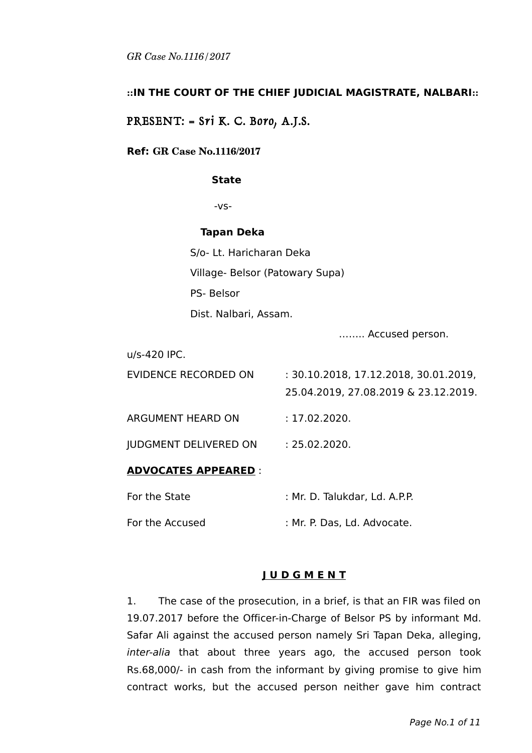*GR Case No.1116/2017*

**::IN THE COURT OF THE CHIEF JUDICIAL MAGISTRATE, NALBARI::**

PRESENT: = Sri K. C. Boro, A.J.S.

**Ref: GR Case No.1116/2017**

**State**

-vs-

**Tapan Deka**

S/o- Lt. Haricharan Deka

Village- Belsor (Patowary Supa)

PS- Belsor

Dist. Nalbari, Assam.

…….. Accused person.

u/s-420 IPC.

EVIDENCE RECORDED ON : 30.10.2018, 17.12.2018, 30.01.2019, 25.04.2019, 27.08.2019 & 23.12.2019.

ARGUMENT HEARD ON : 17.02.2020.

JUDGMENT DELIVERED ON : 25.02.2020.

**ADVOCATES APPEARED** :

For the State : Mr. D. Talukdar, Ld. A.P.P.

For the Accused : Mr. P. Das, Ld. Advocate.

**J U D G M E N T**

1. The case of the prosecution, in a brief, is that an FIR was filed on 19.07.2017 before the Officer-in-Charge of Belsor PS by informant Md. Safar Ali against the accused person namely Sri Tapan Deka, alleging, *inter-alia* that about three years ago, the accused person took Rs.68,000/- in cash from the informant by giving promise to give him contract works, but the accused person neither gave him contract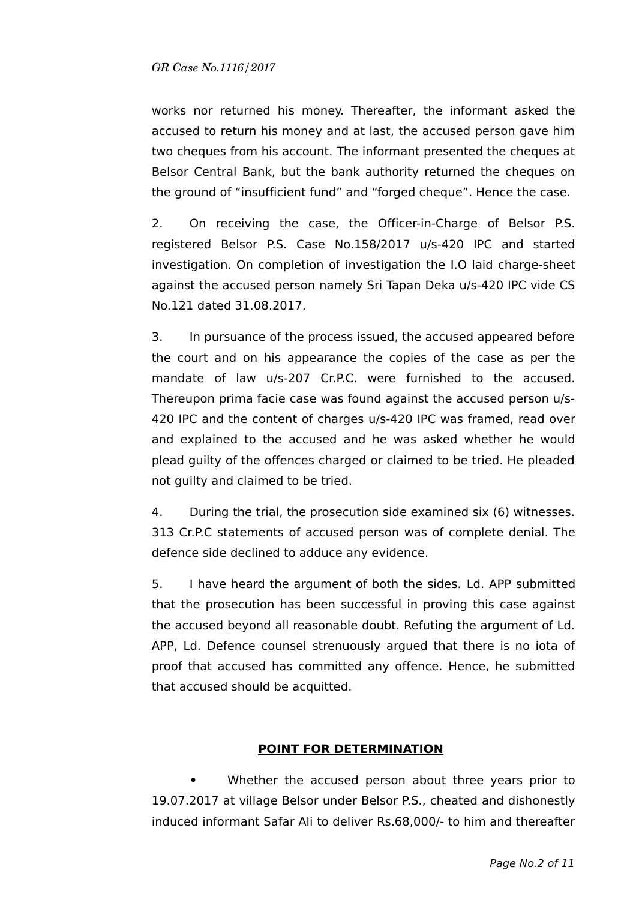works nor returned his money. Thereafter, the informant asked the accused to return his money and at last, the accused person gave him two cheques from his account. The informant presented the cheques at Belsor Central Bank, but the bank authority returned the cheques on the ground of "insufficient fund" and "forged cheque". Hence the case.

2. On receiving the case, the Officer-in-Charge of Belsor P.S. registered Belsor P.S. Case No.158/2017 u/s-420 IPC and started investigation. On completion of investigation the I.O laid charge-sheet against the accused person namely Sri Tapan Deka u/s-420 IPC vide CS No.121 dated 31.08.2017.

3. In pursuance of the process issued, the accused appeared before the court and on his appearance the copies of the case as per the mandate of law u/s-207 Cr.P.C. were furnished to the accused. Thereupon prima facie case was found against the accused person u/s-420 IPC and the content of charges u/s-420 IPC was framed, read over and explained to the accused and he was asked whether he would plead guilty of the offences charged or claimed to be tried. He pleaded not guilty and claimed to be tried.

4. During the trial, the prosecution side examined six (6) witnesses. 313 Cr.P.C statements of accused person was of complete denial. The defence side declined to adduce any evidence.

5. I have heard the argument of both the sides. Ld. APP submitted that the prosecution has been successful in proving this case against the accused beyond all reasonable doubt. Refuting the argument of Ld. APP, Ld. Defence counsel strenuously argued that there is no iota of proof that accused has committed any offence. Hence, he submitted that accused should be acquitted.

## POINT FOR DETERMINATION

- Whether the accused person about three years prior to 19.07.2017 at village Belsor under Belsor P.S., cheated and dishonestly induced informant Safar Ali to deliver Rs.68,000/- to him and thereafter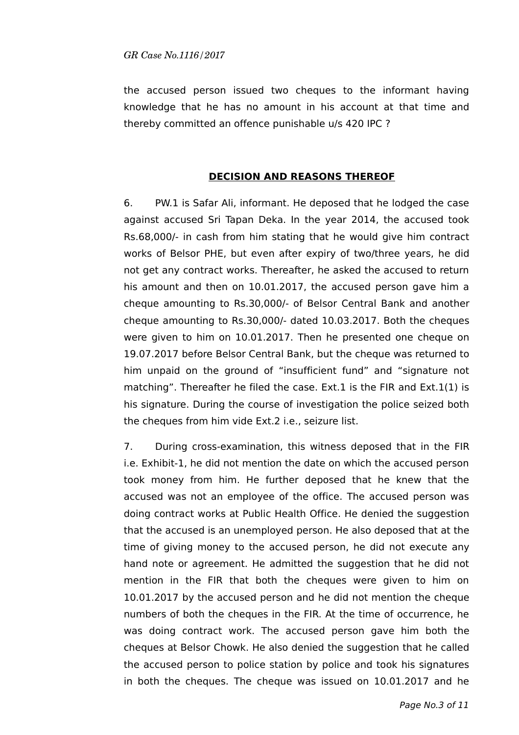the accused person issued two cheques to the informant having knowledge that he has no amount in his account at that time and thereby committed an offence punishable u/s 420 IPC ?

## DECISION AND REASONS THEREOF

6. PW.1 is Safar Ali, informant. He deposed that he lodged the case against accused Sri Tapan Deka. In the year 2014, the accused took Rs.68,000/- in cash from him stating that he would give him contract works of Belsor PHE, but even after expiry of two/three years, he did not get any contract works. Thereafter, he asked the accused to return his amount and then on 10.01.2017, the accused person gave him a cheque amounting to Rs.30,000/- of Belsor Central Bank and another cheque amounting to Rs.30,000/- dated 10.03.2017. Both the cheques were given to him on 10.01.2017. Then he presented one cheque on 19.07.2017 before Belsor Central Bank, but the cheque was returned to him unpaid on the ground of "insufficient fund" and "signature not matching". Thereafter he filed the case. Ext.1 is the FIR and Ext.1(1) is his signature. During the course of investigation the police seized both the cheques from him vide Ext.2 i.e., seizure list.

7. During cross-examination, this witness deposed that in the FIR i.e. Exhibit-1, he did not mention the date on which the accused person took money from him. He further deposed that he knew that the accused was not an employee of the office. The accused person was doing contract works at Public Health Office. He denied the suggestion that the accused is an unemployed person. He also deposed that at the time of giving money to the accused person, he did not execute any hand note or agreement. He admitted the suggestion that he did not mention in the FIR that both the cheques were given to him on 10.01.2017 by the accused person and he did not mention the cheque numbers of both the cheques in the FIR. At the time of occurrence, he was doing contract work. The accused person gave him both the cheques at Belsor Chowk. He also denied the suggestion that he called the accused person to police station by police and took his signatures in both the cheques. The cheque was issued on 10.01.2017 and he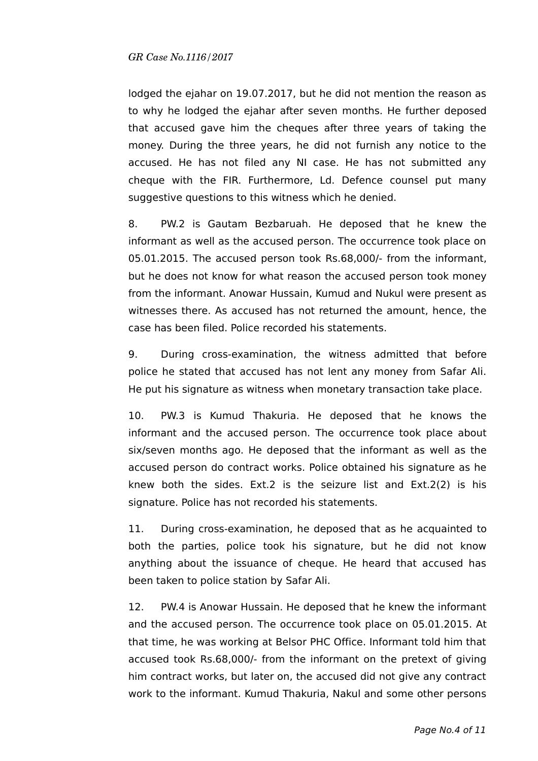lodged the ejahar on 19.07.2017, but he did not mention the reason as to why he lodged the ejahar after seven months. He further deposed that accused gave him the cheques after three years of taking the money. During the three years, he did not furnish any notice to the accused. He has not filed any NI case. He has not submitted any cheque with the FIR. Furthermore, Ld. Defence counsel put many suggestive questions to this witness which he denied.

8. PW.2 is Gautam Bezbaruah. He deposed that he knew the informant as well as the accused person. The occurrence took place on 05.01.2015. The accused person took Rs.68,000/- from the informant, but he does not know for what reason the accused person took money from the informant. Anowar Hussain, Kumud and Nukul were present as witnesses there. As accused has not returned the amount, hence, the case has been filed. Police recorded his statements.

9. During cross-examination, the witness admitted that before police he stated that accused has not lent any money from Safar Ali. He put his signature as witness when monetary transaction take place.

10. PW.3 is Kumud Thakuria. He deposed that he knows the informant and the accused person. The occurrence took place about six/seven months ago. He deposed that the informant as well as the accused person do contract works. Police obtained his signature as he knew both the sides. Ext.2 is the seizure list and Ext.2(2) is his signature. Police has not recorded his statements.

11. During cross-examination, he deposed that as he acquainted to both the parties, police took his signature, but he did not know anything about the issuance of cheque. He heard that accused has been taken to police station by Safar Ali.

12. PW.4 is Anowar Hussain. He deposed that he knew the informant and the accused person. The occurrence took place on 05.01.2015. At that time, he was working at Belsor PHC Office. Informant told him that accused took Rs.68,000/- from the informant on the pretext of giving him contract works, but later on, the accused did not give any contract work to the informant. Kumud Thakuria, Nakul and some other persons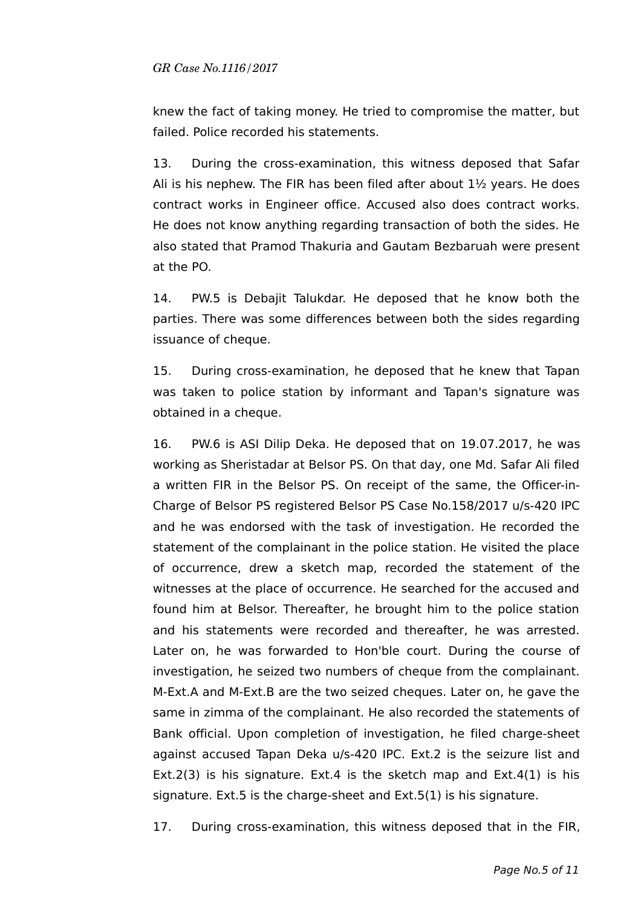knew the fact of taking money. He tried to compromise the matter, but failed. Police recorded his statements.

13. During the cross-examination, this witness deposed that Safar Ali is his nephew. The FIR has been filed after about 1½ years. He does contract works in Engineer office. Accused also does contract works. He does not know anything regarding transaction of both the sides. He also stated that Pramod Thakuria and Gautam Bezbaruah were present at the PO.

14. PW.5 is Debajit Talukdar. He deposed that he know both the parties. There was some differences between both the sides regarding issuance of cheque.

15. During cross-examination, he deposed that he knew that Tapan was taken to police station by informant and Tapan's signature was obtained in a cheque.

16. PW.6 is ASI Dilip Deka. He deposed that on 19.07.2017, he was working as Sheristadar at Belsor PS. On that day, one Md. Safar Ali filed a written FIR in the Belsor PS. On receipt of the same, the Officer-in-Charge of Belsor PS registered Belsor PS Case No.158/2017 u/s-420 IPC and he was endorsed with the task of investigation. He recorded the statement of the complainant in the police station. He visited the place of occurrence, drew a sketch map, recorded the statement of the witnesses at the place of occurrence. He searched for the accused and found him at Belsor. Thereafter, he brought him to the police station and his statements were recorded and thereafter, he was arrested. Later on, he was forwarded to Hon'ble court. During the course of investigation, he seized two numbers of cheque from the complainant. M-Ext.A and M-Ext.B are the two seized cheques. Later on, he gave the same in zimma of the complainant. He also recorded the statements of Bank official. Upon completion of investigation, he filed charge-sheet against accused Tapan Deka u/s-420 IPC. Ext.2 is the seizure list and Ext.2(3) is his signature. Ext.4 is the sketch map and Ext.4(1) is his signature. Ext.5 is the charge-sheet and Ext.5(1) is his signature.

17. During cross-examination, this witness deposed that in the FIR,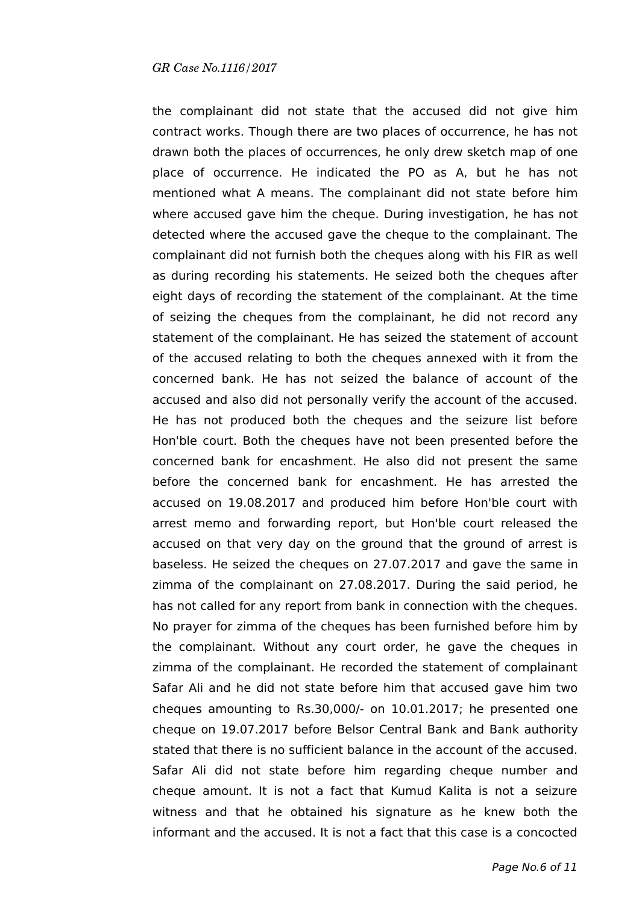the complainant did not state that the accused did not give him contract works. Though there are two places of occurrence, he has not drawn both the places of occurrences, he only drew sketch map of one place of occurrence. He indicated the PO as A, but he has not mentioned what A means. The complainant did not state before him where accused gave him the cheque. During investigation, he has not detected where the accused gave the cheque to the complainant. The complainant did not furnish both the cheques along with his FIR as well as during recording his statements. He seized both the cheques after eight days of recording the statement of the complainant. At the time of seizing the cheques from the complainant, he did not record any statement of the complainant. He has seized the statement of account of the accused relating to both the cheques annexed with it from the concerned bank. He has not seized the balance of account of the accused and also did not personally verify the account of the accused. He has not produced both the cheques and the seizure list before Hon'ble court. Both the cheques have not been presented before the concerned bank for encashment. He also did not present the same before the concerned bank for encashment. He has arrested the accused on 19.08.2017 and produced him before Hon'ble court with arrest memo and forwarding report, but Hon'ble court released the accused on that very day on the ground that the ground of arrest is baseless. He seized the cheques on 27.07.2017 and gave the same in zimma of the complainant on 27.08.2017. During the said period, he has not called for any report from bank in connection with the cheques. No prayer for zimma of the cheques has been furnished before him by the complainant. Without any court order, he gave the cheques in zimma of the complainant. He recorded the statement of complainant Safar Ali and he did not state before him that accused gave him two cheques amounting to Rs.30,000/- on 10.01.2017; he presented one cheque on 19.07.2017 before Belsor Central Bank and Bank authority stated that there is no sufficient balance in the account of the accused. Safar Ali did not state before him regarding cheque number and cheque amount. It is not a fact that Kumud Kalita is not a seizure witness and that he obtained his signature as he knew both the informant and the accused. It is not a fact that this case is a concocted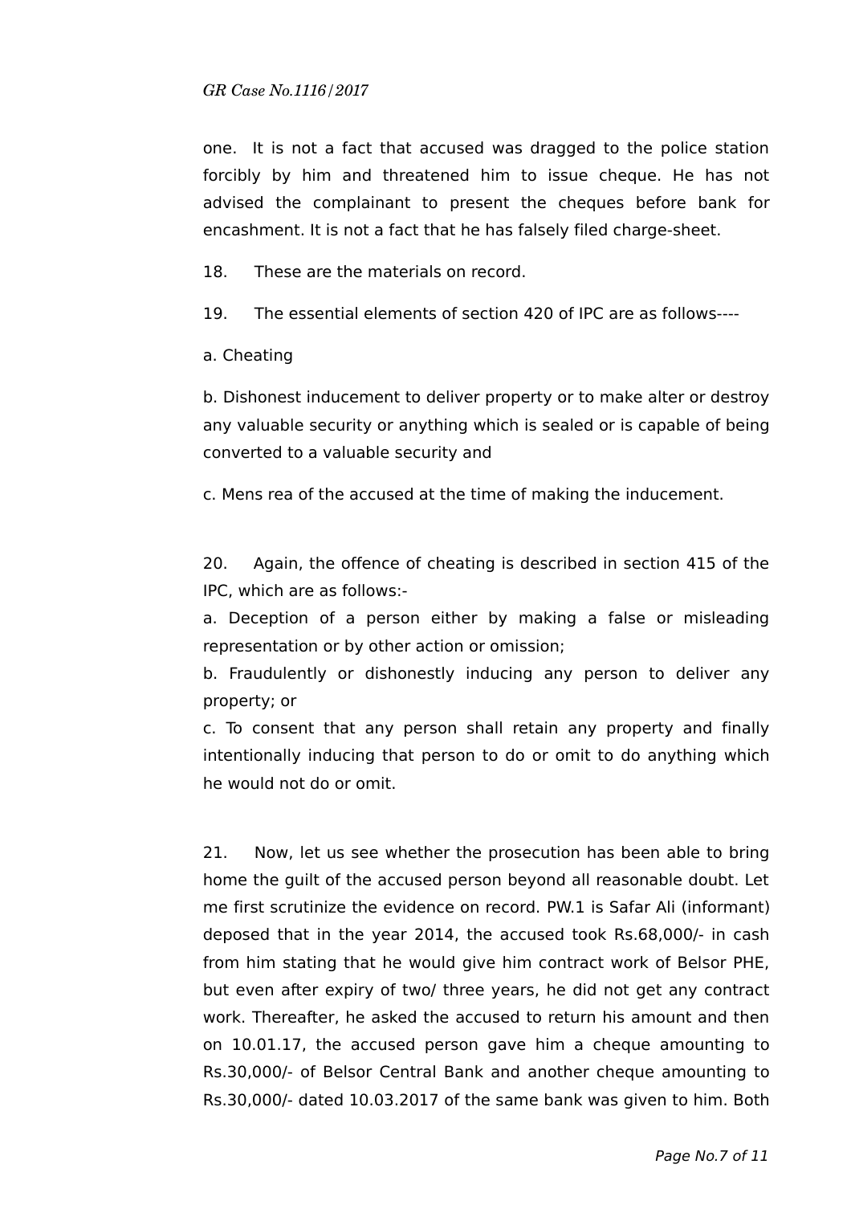one. It is not a fact that accused was dragged to the police station forcibly by him and threatened him to issue cheque. He has not advised the complainant to present the cheques before bank for encashment. It is not a fact that he has falsely filed charge-sheet.

18. These are the materials on record.

19. The essential elements of section 420 of IPC are as follows----

a. Cheating

b. Dishonest inducement to deliver property or to make alter or destroy any valuable security or anything which is sealed or is capable of being converted to a valuable security and

c. Mens rea of the accused at the time of making the inducement.

20. Again, the offence of cheating is described in section 415 of the IPC, which are as follows:-

a. Deception of a person either by making a false or misleading representation or by other action or omission;

b. Fraudulently or dishonestly inducing any person to deliver any property; or

c. To consent that any person shall retain any property and finally intentionally inducing that person to do or omit to do anything which he would not do or omit.

21. Now, let us see whether the prosecution has been able to bring home the guilt of the accused person beyond all reasonable doubt. Let me first scrutinize the evidence on record. PW.1 is Safar Ali (informant) deposed that in the year 2014, the accused took Rs.68,000/- in cash from him stating that he would give him contract work of Belsor PHE, but even after expiry of two/ three years, he did not get any contract work. Thereafter, he asked the accused to return his amount and then on 10.01.17, the accused person gave him a cheque amounting to Rs.30,000/- of Belsor Central Bank and another cheque amounting to Rs.30,000/- dated 10.03.2017 of the same bank was given to him. Both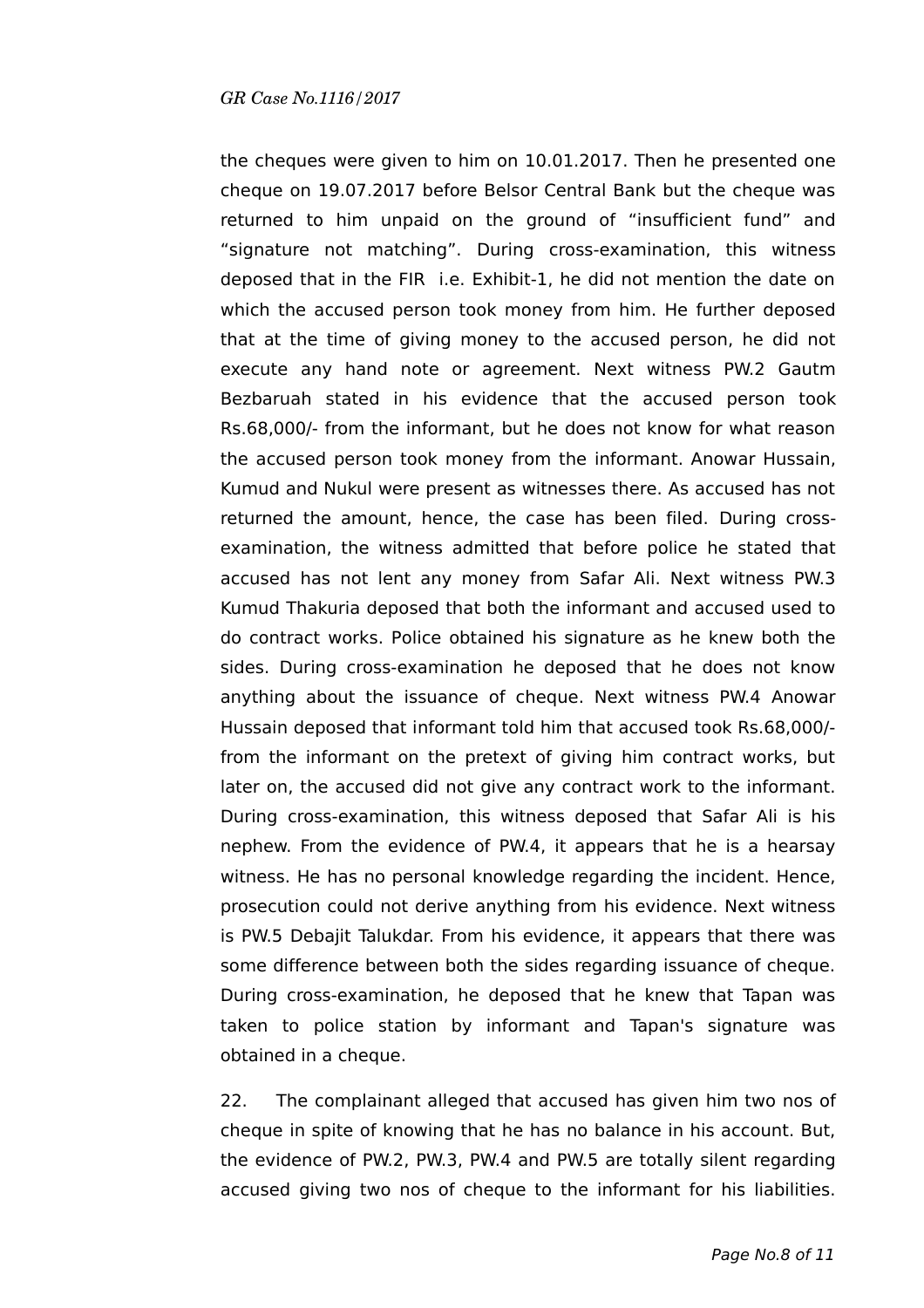the cheques were given to him on 10.01.2017. Then he presented one cheque on 19.07.2017 before Belsor Central Bank but the cheque was returned to him unpaid on the ground of "insufficient fund" and "signature not matching". During cross-examination, this witness deposed that in the FIR i.e. Exhibit-1, he did not mention the date on which the accused person took money from him. He further deposed that at the time of giving money to the accused person, he did not execute any hand note or agreement. Next witness PW.2 Gautm Bezbaruah stated in his evidence that the accused person took Rs.68,000/- from the informant, but he does not know for what reason the accused person took money from the informant. Anowar Hussain, Kumud and Nukul were present as witnesses there. As accused has not returned the amount, hence, the case has been filed. During cross-examination, the witness admitted that before police he stated that accused has not lent any money from Safar Ali. Next witness PW.3 Kumud Thakuria deposed that both the informant and accused used to do contract works. Police obtained his signature as he knew both the sides. During cross-examination he deposed that he does not know anything about the issuance of cheque. Next witness PW.4 Anowar Hussain deposed that informant told him that accused took Rs.68,000/- from the informant on the pretext of giving him contract works, but later on, the accused did not give any contract work to the informant. During cross-examination, this witness deposed that Safar Ali is his nephew. From the evidence of PW.4, it appears that he is a hearsay witness. He has no personal knowledge regarding the incident. Hence, prosecution could not derive anything from his evidence. Next witness is PW.5 Debajit Talukdar. From his evidence, it appears that there was some difference between both the sides regarding issuance of cheque. During cross-examination, he deposed that he knew that Tapan was taken to police station by informant and Tapan's signature was obtained in a cheque.

22. The complainant alleged that accused has given him two nos of cheque in spite of knowing that he has no balance in his account. But, the evidence of PW.2, PW.3, PW.4 and PW.5 are totally silent regarding accused giving two nos of cheque to the informant for his liabilities.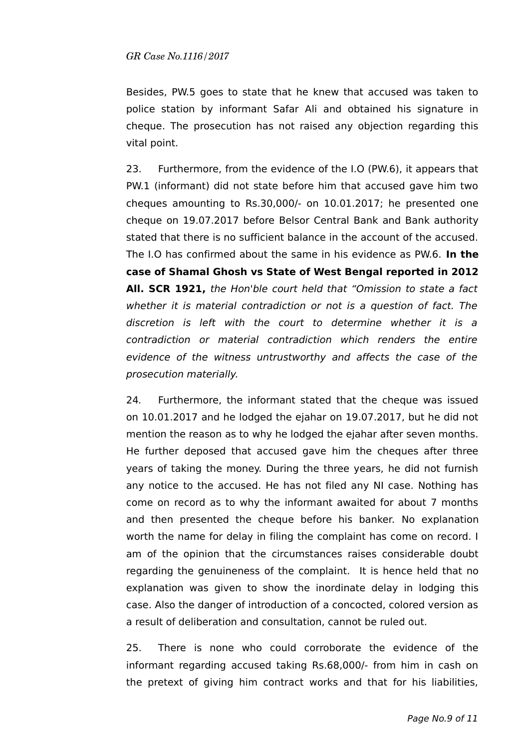Besides, PW.5 goes to state that he knew that accused was taken to police station by informant Safar Ali and obtained his signature in cheque. The prosecution has not raised any objection regarding this vital point.

23. Furthermore, from the evidence of the I.O (PW.6), it appears that PW.1 (informant) did not state before him that accused gave him two cheques amounting to Rs.30,000/- on 10.01.2017; he presented one cheque on 19.07.2017 before Belsor Central Bank and Bank authority stated that there is no sufficient balance in the account of the accused. The I.O has confirmed about the same in his evidence as PW.6. **In the case of Shamal Ghosh vs State of West Bengal reported in 2012 All. SCR 1921,** *the Hon'ble court held that "Omission to state a fact whether it is material contradiction or not is a question of fact. The discretion is left with the court to determine whether it is a contradiction or material contradiction which renders the entire evidence of the witness untrustworthy and affects the case of the prosecution materially.*

24. Furthermore, the informant stated that the cheque was issued on 10.01.2017 and he lodged the ejahar on 19.07.2017, but he did not mention the reason as to why he lodged the ejahar after seven months. He further deposed that accused gave him the cheques after three years of taking the money. During the three years, he did not furnish any notice to the accused. He has not filed any NI case. Nothing has come on record as to why the informant awaited for about 7 months and then presented the cheque before his banker. No explanation worth the name for delay in filing the complaint has come on record. I am of the opinion that the circumstances raises considerable doubt regarding the genuineness of the complaint. It is hence held that no explanation was given to show the inordinate delay in lodging this case. Also the danger of introduction of a concocted, colored version as a result of deliberation and consultation, cannot be ruled out.

25. There is none who could corroborate the evidence of the informant regarding accused taking Rs.68,000/- from him in cash on the pretext of giving him contract works and that for his liabilities,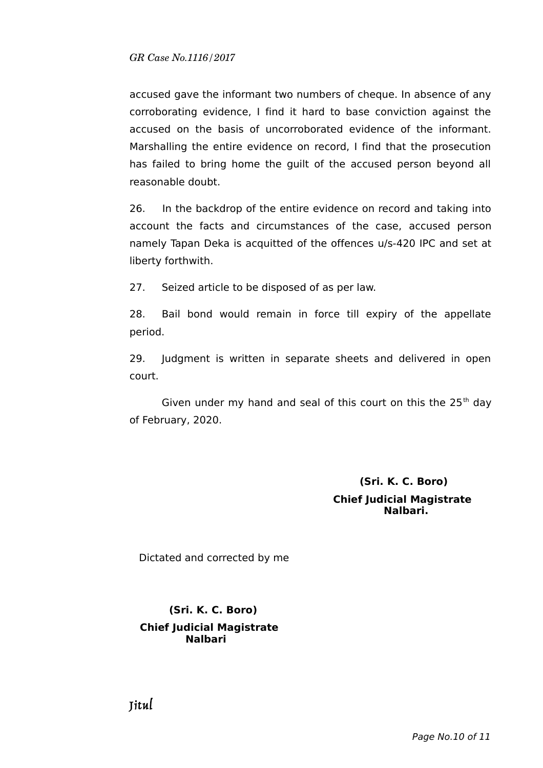accused gave the informant two numbers of cheque. In absence of any corroborating evidence, I find it hard to base conviction against the accused on the basis of uncorroborated evidence of the informant. Marshalling the entire evidence on record, I find that the prosecution has failed to bring home the guilt of the accused person beyond all reasonable doubt.

26. In the backdrop of the entire evidence on record and taking into account the facts and circumstances of the case, accused person namely Tapan Deka is acquitted of the offences u/s-420 IPC and set at liberty forthwith.

27. Seized article to be disposed of as per law.

28. Bail bond would remain in force till expiry of the appellate period.

29. Judgment is written in separate sheets and delivered in open court.

Given under my hand and seal of this court on this the 25th day of February, 2020.

**(Sri. K. C. Boro)**
**Chief Judicial Magistrate**
**Nalbari.**

Dictated and corrected by me

**(Sri. K. C. Boro)**
**Chief Judicial Magistrate**
**Nalbari**

Jitul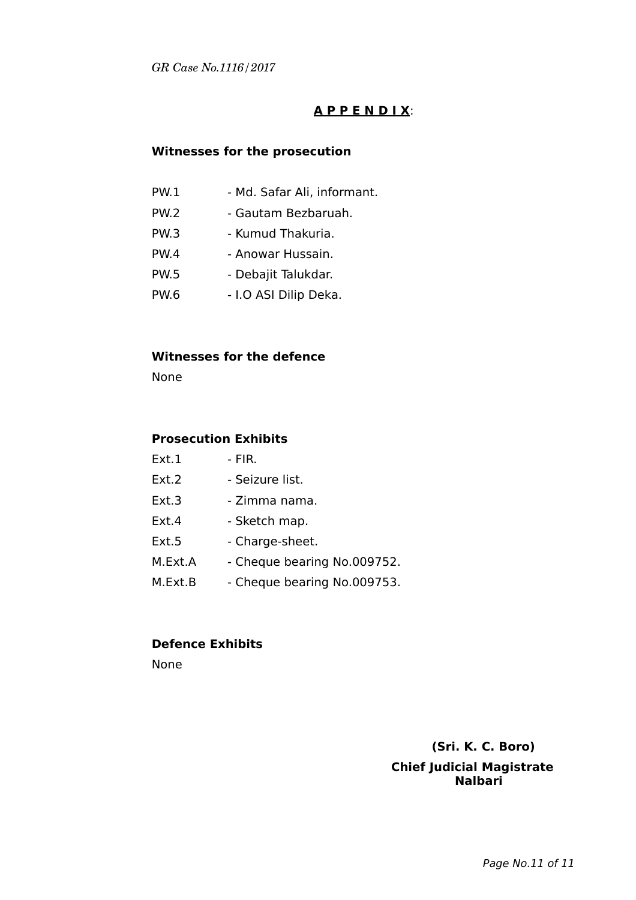## A P P E N D I X:

**Witnesses for the prosecution**

PW.1 - Md. Safar Ali, informant.
PW.2 - Gautam Bezbaruah.
PW.3 - Kumud Thakuria.
PW.4 - Anowar Hussain.
PW.5 - Debajit Talukdar.
PW.6 - I.O ASI Dilip Deka.

**Witnesses for the defence**

None

**Prosecution Exhibits**

Ext.1 - FIR.
Ext.2 - Seizure list.
Ext.3 - Zimma nama.
Ext.4 - Sketch map.
Ext.5 - Charge-sheet.
M.Ext.A - Cheque bearing No.009752.
M.Ext.B - Cheque bearing No.009753.

**Defence Exhibits**

None

**(Sri. K. C. Boro)**
**Chief Judicial Magistrate**
**Nalbari**